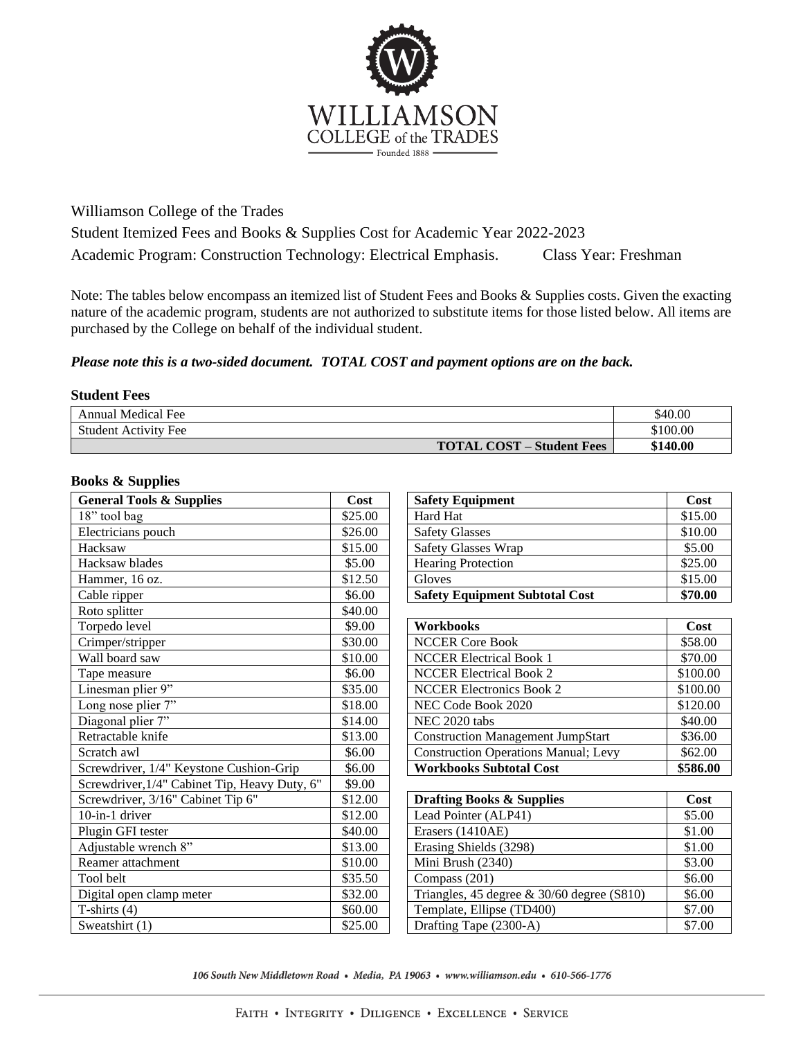Williamson College of the Trades

Student Itemized Fees and Books & Supplies Cost for Academic Year 2022-2023

Academic Program: Construction Technology: Electrical Emphasis. Class Year: Freshman

Note: The tables below encompass an itemized list of Student Fees and Books & Supplies costs. Given the exacting nature of the academic program, students are not authorized to substitute items for those listed below. All items are purchased by the College on behalf of the individual student.

***Please note this is a two-sided document. TOTAL COST and payment options are on the back.***

**Student Fees**

| | |
|---|---|
| Annual Medical Fee | $40.00 |
| Student Activity Fee | $100.00 |
| **TOTAL COST – Student Fees** | **$140.00** |

**Books & Supplies**

| General Tools & Supplies | Cost |
|---|---|
| 18" tool bag | $25.00 |
| Electricians pouch | $26.00 |
| Hacksaw | $15.00 |
| Hacksaw blades | $5.00 |
| Hammer, 16 oz. | $12.50 |
| Cable ripper | $6.00 |
| Roto splitter | $40.00 |
| Torpedo level | $9.00 |
| Crimper/stripper | $30.00 |
| Wall board saw | $10.00 |
| Tape measure | $6.00 |
| Linesman plier 9" | $35.00 |
| Long nose plier 7" | $18.00 |
| Diagonal plier 7" | $14.00 |
| Retractable knife | $13.00 |
| Scratch awl | $6.00 |
| Screwdriver, 1/4" Keystone Cushion-Grip | $6.00 |
| Screwdriver,1/4" Cabinet Tip, Heavy Duty, 6" | $9.00 |
| Screwdriver, 3/16" Cabinet Tip 6" | $12.00 |
| 10-in-1 driver | $12.00 |
| Plugin GFI tester | $40.00 |
| Adjustable wrench 8" | $13.00 |
| Reamer attachment | $10.00 |
| Tool belt | $35.50 |
| Digital open clamp meter | $32.00 |
| T-shirts (4) | $60.00 |
| Sweatshirt (1) | $25.00 |

| Safety Equipment | Cost |
|---|---|
| Hard Hat | $15.00 |
| Safety Glasses | $10.00 |
| Safety Glasses Wrap | $5.00 |
| Hearing Protection | $25.00 |
| Gloves | $15.00 |
| **Safety Equipment Subtotal Cost** | **$70.00** |

| Workbooks | Cost |
|---|---|
| NCCER Core Book | $58.00 |
| NCCER Electrical Book 1 | $70.00 |
| NCCER Electrical Book 2 | $100.00 |
| NCCER Electronics Book 2 | $100.00 |
| NEC Code Book 2020 | $120.00 |
| NEC 2020 tabs | $40.00 |
| Construction Management JumpStart | $36.00 |
| Construction Operations Manual; Levy | $62.00 |
| **Workbooks Subtotal Cost** | **$586.00** |

| Drafting Books & Supplies | Cost |
|---|---|
| Lead Pointer (ALP41) | $5.00 |
| Erasers (1410AE) | $1.00 |
| Erasing Shields (3298) | $1.00 |
| Mini Brush (2340) | $3.00 |
| Compass (201) | $6.00 |
| Triangles, 45 degree & 30/60 degree (S810) | $6.00 |
| Template, Ellipse (TD400) | $7.00 |
| Drafting Tape (2300-A) | $7.00 |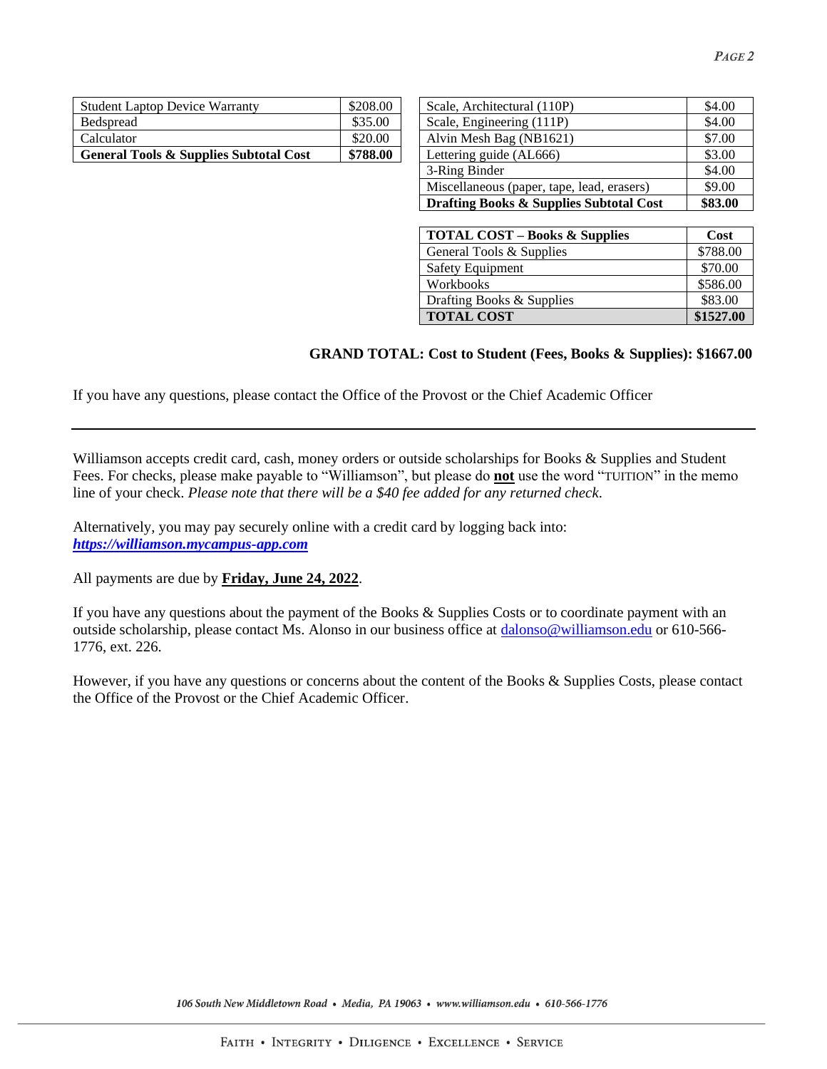| | |
|---|---|
| Student Laptop Device Warranty | $208.00 |
| Bedspread | $35.00 |
| Calculator | $20.00 |
| **General Tools & Supplies Subtotal Cost** | **$788.00** |

| | |
|---|---|
| Scale, Architectural (110P) | $4.00 |
| Scale, Engineering (111P) | $4.00 |
| Alvin Mesh Bag (NB1621) | $7.00 |
| Lettering guide (AL666) | $3.00 |
| 3-Ring Binder | $4.00 |
| Miscellaneous (paper, tape, lead, erasers) | $9.00 |
| **Drafting Books & Supplies Subtotal Cost** | **$83.00** |

| **TOTAL COST – Books & Supplies** | **Cost** |
|---|---|
| General Tools & Supplies | $788.00 |
| Safety Equipment | $70.00 |
| Workbooks | $586.00 |
| Drafting Books & Supplies | $83.00 |
| **TOTAL COST** | **$1527.00** |

**GRAND TOTAL: Cost to Student (Fees, Books & Supplies): $1667.00**

If you have any questions, please contact the Office of the Provost or the Chief Academic Officer

---

Williamson accepts credit card, cash, money orders or outside scholarships for Books & Supplies and Student Fees. For checks, please make payable to "Williamson", but please do **not** use the word "TUITION" in the memo line of your check. *Please note that there will be a $40 fee added for any returned check.*

Alternatively, you may pay securely online with a credit card by logging back into: ***https://williamson.mycampus-app.com***

All payments are due by **Friday, June 24, 2022**.

If you have any questions about the payment of the Books & Supplies Costs or to coordinate payment with an outside scholarship, please contact Ms. Alonso in our business office at dalonso@williamson.edu or 610-566-1776, ext. 226.

However, if you have any questions or concerns about the content of the Books & Supplies Costs, please contact the Office of the Provost or the Chief Academic Officer.